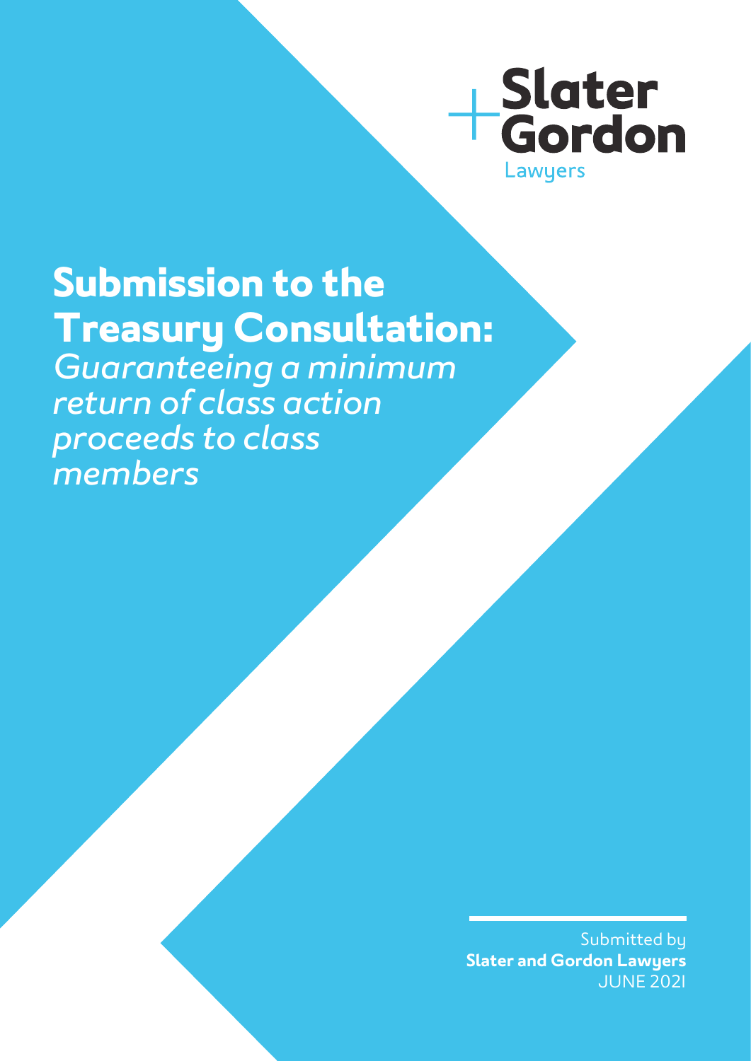**Slater Gordon**
Lawyers

# Submission to the Treasury Consultation:

*Guaranteeing a minimum return of class action proceeds to class members*

Submitted by
**Slater and Gordon Lawyers**
JUNE 2021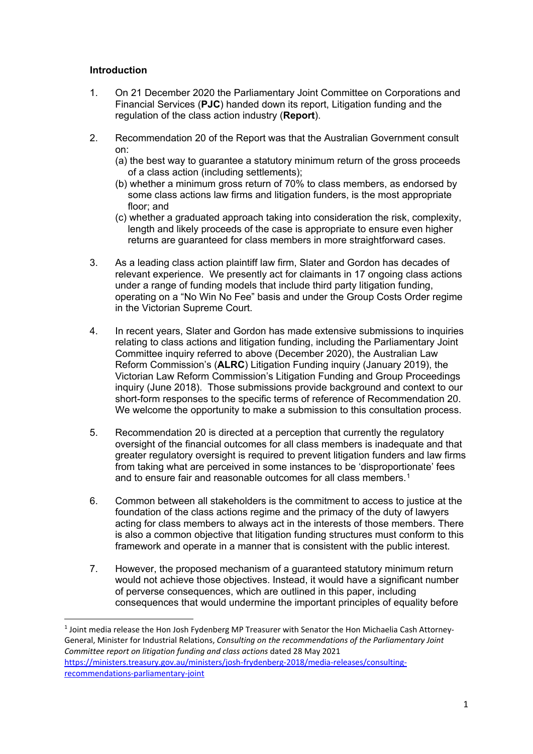**Introduction**

1. On 21 December 2020 the Parliamentary Joint Committee on Corporations and Financial Services (**PJC**) handed down its report, Litigation funding and the regulation of the class action industry (**Report**).

2. Recommendation 20 of the Report was that the Australian Government consult on:
   (a) the best way to guarantee a statutory minimum return of the gross proceeds of a class action (including settlements);
   (b) whether a minimum gross return of 70% to class members, as endorsed by some class actions law firms and litigation funders, is the most appropriate floor; and
   (c) whether a graduated approach taking into consideration the risk, complexity, length and likely proceeds of the case is appropriate to ensure even higher returns are guaranteed for class members in more straightforward cases.

3. As a leading class action plaintiff law firm, Slater and Gordon has decades of relevant experience. We presently act for claimants in 17 ongoing class actions under a range of funding models that include third party litigation funding, operating on a "No Win No Fee" basis and under the Group Costs Order regime in the Victorian Supreme Court.

4. In recent years, Slater and Gordon has made extensive submissions to inquiries relating to class actions and litigation funding, including the Parliamentary Joint Committee inquiry referred to above (December 2020), the Australian Law Reform Commission's (**ALRC**) Litigation Funding inquiry (January 2019), the Victorian Law Reform Commission's Litigation Funding and Group Proceedings inquiry (June 2018). Those submissions provide background and context to our short-form responses to the specific terms of reference of Recommendation 20. We welcome the opportunity to make a submission to this consultation process.

5. Recommendation 20 is directed at a perception that currently the regulatory oversight of the financial outcomes for all class members is inadequate and that greater regulatory oversight is required to prevent litigation funders and law firms from taking what are perceived in some instances to be 'disproportionate' fees and to ensure fair and reasonable outcomes for all class members.[1]

6. Common between all stakeholders is the commitment to access to justice at the foundation of the class actions regime and the primacy of the duty of lawyers acting for class members to always act in the interests of those members. There is also a common objective that litigation funding structures must conform to this framework and operate in a manner that is consistent with the public interest.

7. However, the proposed mechanism of a guaranteed statutory minimum return would not achieve those objectives. Instead, it would have a significant number of perverse consequences, which are outlined in this paper, including consequences that would undermine the important principles of equality before

---

[1] Joint media release the Hon Josh Fydenberg MP Treasurer with Senator the Hon Michaelia Cash Attorney-General, Minister for Industrial Relations, *Consulting on the recommendations of the Parliamentary Joint Committee report on litigation funding and class actions* dated 28 May 2021 https://ministers.treasury.gov.au/ministers/josh-frydenberg-2018/media-releases/consulting-recommendations-parliamentary-joint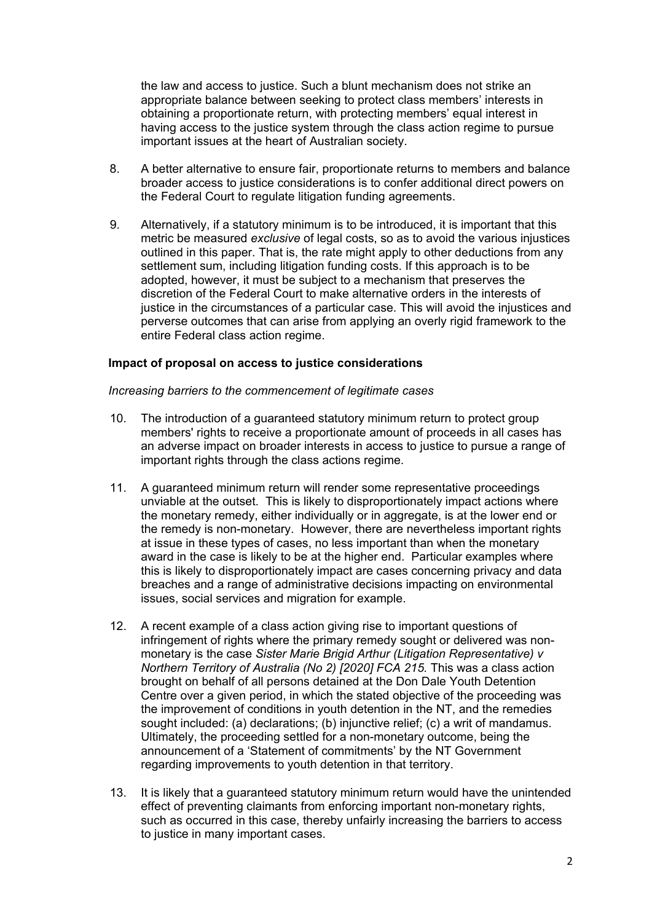the law and access to justice. Such a blunt mechanism does not strike an appropriate balance between seeking to protect class members' interests in obtaining a proportionate return, with protecting members' equal interest in having access to the justice system through the class action regime to pursue important issues at the heart of Australian society.

8. A better alternative to ensure fair, proportionate returns to members and balance broader access to justice considerations is to confer additional direct powers on the Federal Court to regulate litigation funding agreements.

9. Alternatively, if a statutory minimum is to be introduced, it is important that this metric be measured *exclusive* of legal costs, so as to avoid the various injustices outlined in this paper. That is, the rate might apply to other deductions from any settlement sum, including litigation funding costs. If this approach is to be adopted, however, it must be subject to a mechanism that preserves the discretion of the Federal Court to make alternative orders in the interests of justice in the circumstances of a particular case. This will avoid the injustices and perverse outcomes that can arise from applying an overly rigid framework to the entire Federal class action regime.

**Impact of proposal on access to justice considerations**

*Increasing barriers to the commencement of legitimate cases*

10. The introduction of a guaranteed statutory minimum return to protect group members' rights to receive a proportionate amount of proceeds in all cases has an adverse impact on broader interests in access to justice to pursue a range of important rights through the class actions regime.

11. A guaranteed minimum return will render some representative proceedings unviable at the outset. This is likely to disproportionately impact actions where the monetary remedy, either individually or in aggregate, is at the lower end or the remedy is non-monetary. However, there are nevertheless important rights at issue in these types of cases, no less important than when the monetary award in the case is likely to be at the higher end. Particular examples where this is likely to disproportionately impact are cases concerning privacy and data breaches and a range of administrative decisions impacting on environmental issues, social services and migration for example.

12. A recent example of a class action giving rise to important questions of infringement of rights where the primary remedy sought or delivered was non-monetary is the case *Sister Marie Brigid Arthur (Litigation Representative) v Northern Territory of Australia (No 2) [2020] FCA 215.* This was a class action brought on behalf of all persons detained at the Don Dale Youth Detention Centre over a given period, in which the stated objective of the proceeding was the improvement of conditions in youth detention in the NT, and the remedies sought included: (a) declarations; (b) injunctive relief; (c) a writ of mandamus. Ultimately, the proceeding settled for a non-monetary outcome, being the announcement of a 'Statement of commitments' by the NT Government regarding improvements to youth detention in that territory.

13. It is likely that a guaranteed statutory minimum return would have the unintended effect of preventing claimants from enforcing important non-monetary rights, such as occurred in this case, thereby unfairly increasing the barriers to access to justice in many important cases.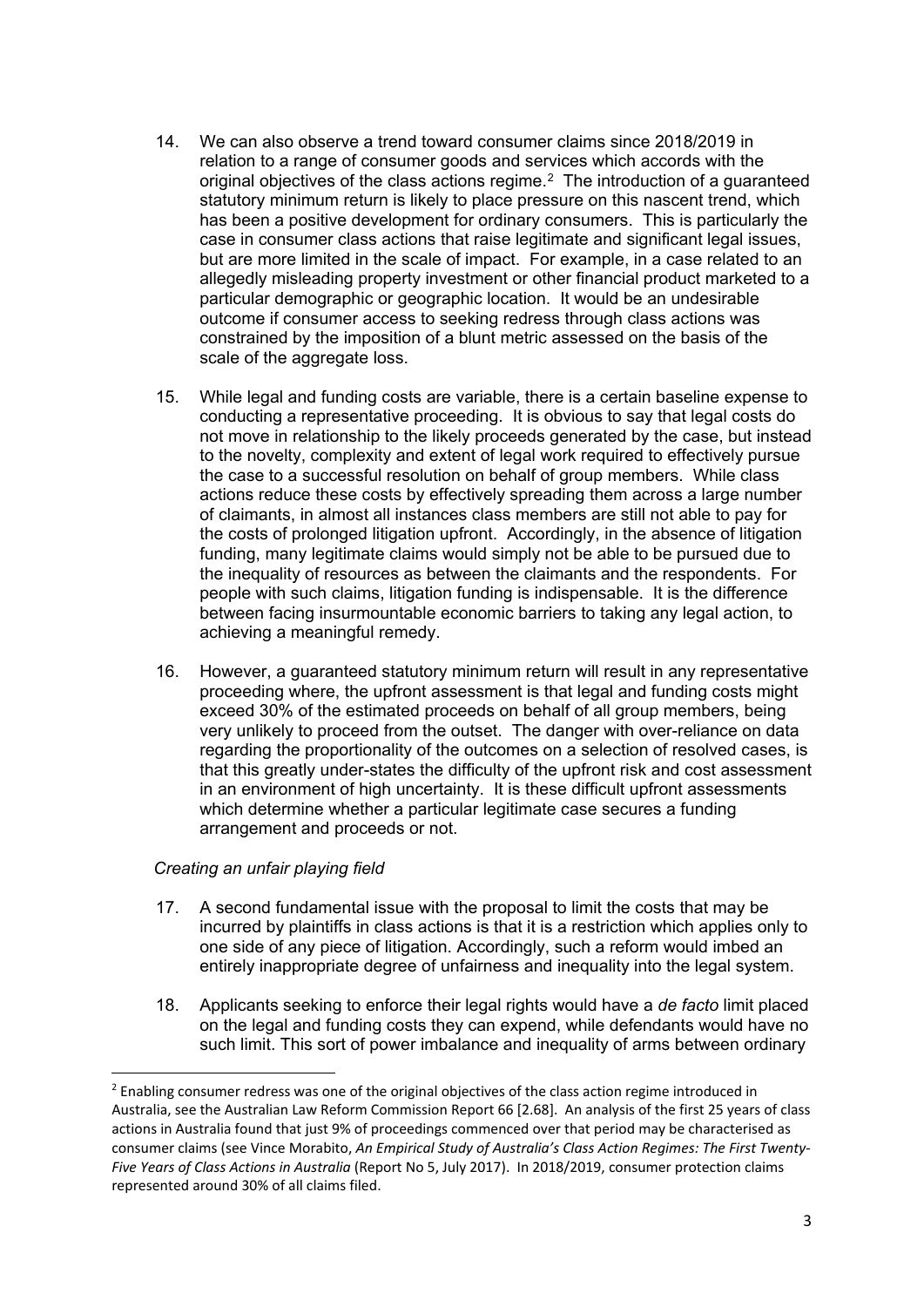14. We can also observe a trend toward consumer claims since 2018/2019 in relation to a range of consumer goods and services which accords with the original objectives of the class actions regime.[2] The introduction of a guaranteed statutory minimum return is likely to place pressure on this nascent trend, which has been a positive development for ordinary consumers. This is particularly the case in consumer class actions that raise legitimate and significant legal issues, but are more limited in the scale of impact. For example, in a case related to an allegedly misleading property investment or other financial product marketed to a particular demographic or geographic location. It would be an undesirable outcome if consumer access to seeking redress through class actions was constrained by the imposition of a blunt metric assessed on the basis of the scale of the aggregate loss.

15. While legal and funding costs are variable, there is a certain baseline expense to conducting a representative proceeding. It is obvious to say that legal costs do not move in relationship to the likely proceeds generated by the case, but instead to the novelty, complexity and extent of legal work required to effectively pursue the case to a successful resolution on behalf of group members. While class actions reduce these costs by effectively spreading them across a large number of claimants, in almost all instances class members are still not able to pay for the costs of prolonged litigation upfront. Accordingly, in the absence of litigation funding, many legitimate claims would simply not be able to be pursued due to the inequality of resources as between the claimants and the respondents. For people with such claims, litigation funding is indispensable. It is the difference between facing insurmountable economic barriers to taking any legal action, to achieving a meaningful remedy.

16. However, a guaranteed statutory minimum return will result in any representative proceeding where, the upfront assessment is that legal and funding costs might exceed 30% of the estimated proceeds on behalf of all group members, being very unlikely to proceed from the outset. The danger with over-reliance on data regarding the proportionality of the outcomes on a selection of resolved cases, is that this greatly under-states the difficulty of the upfront risk and cost assessment in an environment of high uncertainty. It is these difficult upfront assessments which determine whether a particular legitimate case secures a funding arrangement and proceeds or not.

*Creating an unfair playing field*

17. A second fundamental issue with the proposal to limit the costs that may be incurred by plaintiffs in class actions is that it is a restriction which applies only to one side of any piece of litigation. Accordingly, such a reform would imbed an entirely inappropriate degree of unfairness and inequality into the legal system.

18. Applicants seeking to enforce their legal rights would have a *de facto* limit placed on the legal and funding costs they can expend, while defendants would have no such limit. This sort of power imbalance and inequality of arms between ordinary

---

[2] Enabling consumer redress was one of the original objectives of the class action regime introduced in Australia, see the Australian Law Reform Commission Report 66 [2.68]. An analysis of the first 25 years of class actions in Australia found that just 9% of proceedings commenced over that period may be characterised as consumer claims (see Vince Morabito, *An Empirical Study of Australia's Class Action Regimes: The First Twenty-Five Years of Class Actions in Australia* (Report No 5, July 2017). In 2018/2019, consumer protection claims represented around 30% of all claims filed.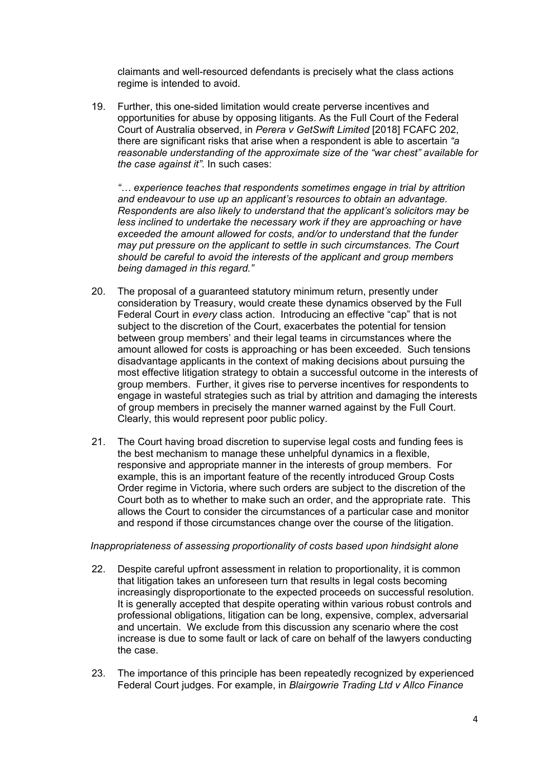claimants and well-resourced defendants is precisely what the class actions regime is intended to avoid.

19. Further, this one-sided limitation would create perverse incentives and opportunities for abuse by opposing litigants. As the Full Court of the Federal Court of Australia observed, in *Perera v GetSwift Limited* [2018] FCAFC 202, there are significant risks that arise when a respondent is able to ascertain *"a reasonable understanding of the approximate size of the "war chest" available for the case against it"*. In such cases:

    *"… experience teaches that respondents sometimes engage in trial by attrition and endeavour to use up an applicant's resources to obtain an advantage. Respondents are also likely to understand that the applicant's solicitors may be less inclined to undertake the necessary work if they are approaching or have exceeded the amount allowed for costs, and/or to understand that the funder may put pressure on the applicant to settle in such circumstances. The Court should be careful to avoid the interests of the applicant and group members being damaged in this regard."*

20. The proposal of a guaranteed statutory minimum return, presently under consideration by Treasury, would create these dynamics observed by the Full Federal Court in *every* class action. Introducing an effective "cap" that is not subject to the discretion of the Court, exacerbates the potential for tension between group members' and their legal teams in circumstances where the amount allowed for costs is approaching or has been exceeded. Such tensions disadvantage applicants in the context of making decisions about pursuing the most effective litigation strategy to obtain a successful outcome in the interests of group members. Further, it gives rise to perverse incentives for respondents to engage in wasteful strategies such as trial by attrition and damaging the interests of group members in precisely the manner warned against by the Full Court. Clearly, this would represent poor public policy.

21. The Court having broad discretion to supervise legal costs and funding fees is the best mechanism to manage these unhelpful dynamics in a flexible, responsive and appropriate manner in the interests of group members. For example, this is an important feature of the recently introduced Group Costs Order regime in Victoria, where such orders are subject to the discretion of the Court both as to whether to make such an order, and the appropriate rate. This allows the Court to consider the circumstances of a particular case and monitor and respond if those circumstances change over the course of the litigation.

*Inappropriateness of assessing proportionality of costs based upon hindsight alone*

22. Despite careful upfront assessment in relation to proportionality, it is common that litigation takes an unforeseen turn that results in legal costs becoming increasingly disproportionate to the expected proceeds on successful resolution. It is generally accepted that despite operating within various robust controls and professional obligations, litigation can be long, expensive, complex, adversarial and uncertain. We exclude from this discussion any scenario where the cost increase is due to some fault or lack of care on behalf of the lawyers conducting the case.

23. The importance of this principle has been repeatedly recognized by experienced Federal Court judges. For example, in *Blairgowrie Trading Ltd v Allco Finance*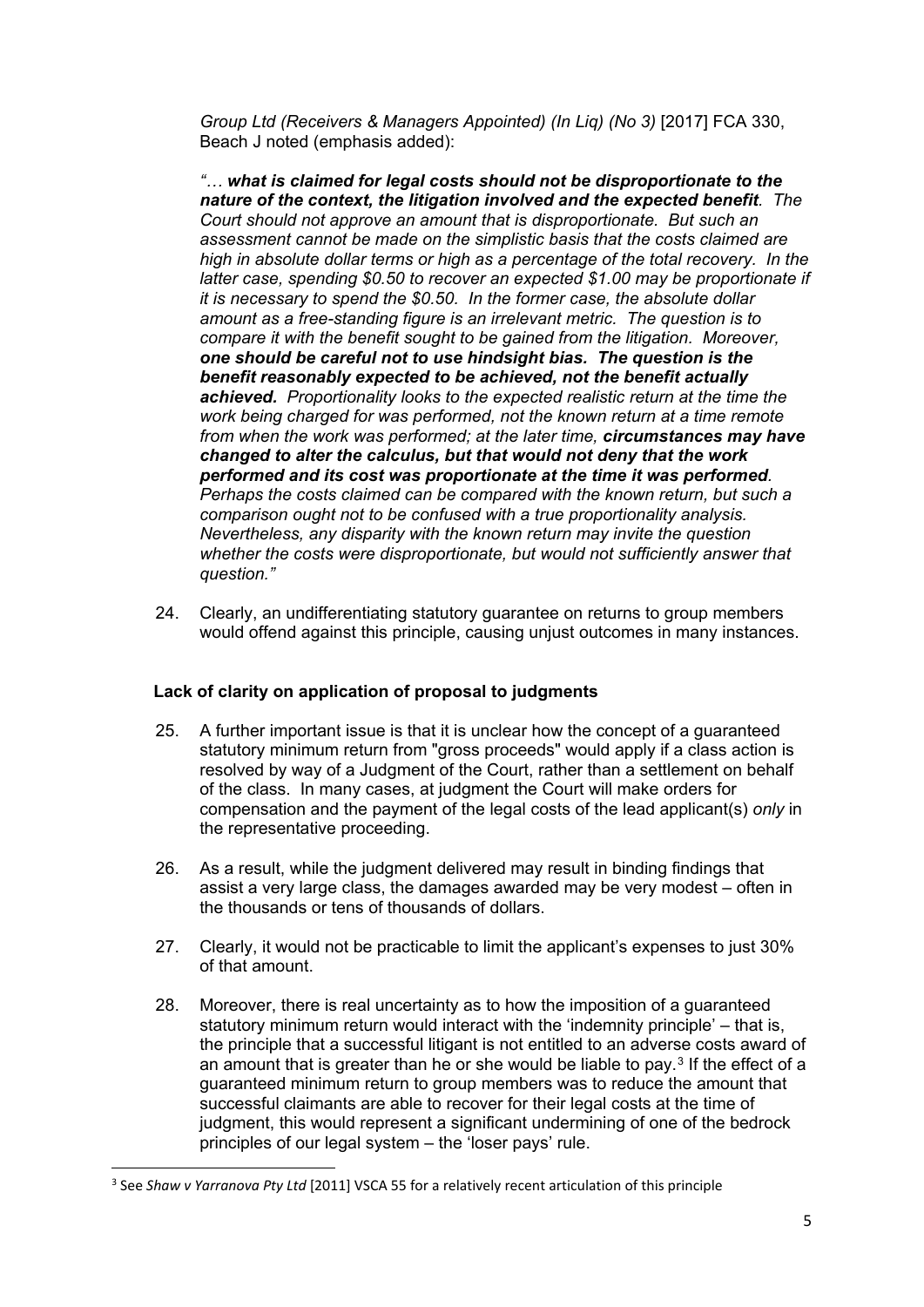*Group Ltd (Receivers & Managers Appointed) (In Liq) (No 3)* [2017] FCA 330, Beach J noted (emphasis added):

> *"… **what is claimed for legal costs should not be disproportionate to the nature of the context, the litigation involved and the expected benefit**. The Court should not approve an amount that is disproportionate. But such an assessment cannot be made on the simplistic basis that the costs claimed are high in absolute dollar terms or high as a percentage of the total recovery. In the latter case, spending $0.50 to recover an expected $1.00 may be proportionate if it is necessary to spend the $0.50. In the former case, the absolute dollar amount as a free-standing figure is an irrelevant metric. The question is to compare it with the benefit sought to be gained from the litigation. Moreover, **one should be careful not to use hindsight bias. The question is the benefit reasonably expected to be achieved, not the benefit actually achieved.** Proportionality looks to the expected realistic return at the time the work being charged for was performed, not the known return at a time remote from when the work was performed; at the later time, **circumstances may have changed to alter the calculus, but that would not deny that the work performed and its cost was proportionate at the time it was performed**. Perhaps the costs claimed can be compared with the known return, but such a comparison ought not to be confused with a true proportionality analysis. Nevertheless, any disparity with the known return may invite the question whether the costs were disproportionate, but would not sufficiently answer that question."*

24. Clearly, an undifferentiating statutory guarantee on returns to group members would offend against this principle, causing unjust outcomes in many instances.

**Lack of clarity on application of proposal to judgments**

25. A further important issue is that it is unclear how the concept of a guaranteed statutory minimum return from "gross proceeds" would apply if a class action is resolved by way of a Judgment of the Court, rather than a settlement on behalf of the class. In many cases, at judgment the Court will make orders for compensation and the payment of the legal costs of the lead applicant(s) *only* in the representative proceeding.

26. As a result, while the judgment delivered may result in binding findings that assist a very large class, the damages awarded may be very modest – often in the thousands or tens of thousands of dollars.

27. Clearly, it would not be practicable to limit the applicant's expenses to just 30% of that amount.

28. Moreover, there is real uncertainty as to how the imposition of a guaranteed statutory minimum return would interact with the 'indemnity principle' – that is, the principle that a successful litigant is not entitled to an adverse costs award of an amount that is greater than he or she would be liable to pay.[3] If the effect of a guaranteed minimum return to group members was to reduce the amount that successful claimants are able to recover for their legal costs at the time of judgment, this would represent a significant undermining of one of the bedrock principles of our legal system – the 'loser pays' rule.

[3] See *Shaw v Yarranova Pty Ltd* [2011] VSCA 55 for a relatively recent articulation of this principle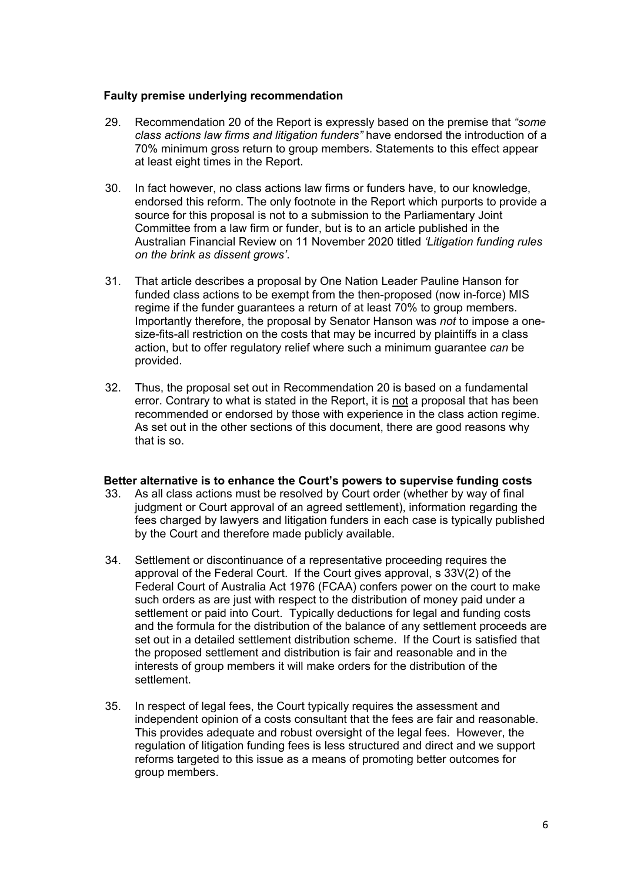**Faulty premise underlying recommendation**

29. Recommendation 20 of the Report is expressly based on the premise that *"some class actions law firms and litigation funders"* have endorsed the introduction of a 70% minimum gross return to group members. Statements to this effect appear at least eight times in the Report.

30. In fact however, no class actions law firms or funders have, to our knowledge, endorsed this reform. The only footnote in the Report which purports to provide a source for this proposal is not to a submission to the Parliamentary Joint Committee from a law firm or funder, but is to an article published in the Australian Financial Review on 11 November 2020 titled *'Litigation funding rules on the brink as dissent grows'*.

31. That article describes a proposal by One Nation Leader Pauline Hanson for funded class actions to be exempt from the then-proposed (now in-force) MIS regime if the funder guarantees a return of at least 70% to group members. Importantly therefore, the proposal by Senator Hanson was *not* to impose a one-size-fits-all restriction on the costs that may be incurred by plaintiffs in a class action, but to offer regulatory relief where such a minimum guarantee *can* be provided.

32. Thus, the proposal set out in Recommendation 20 is based on a fundamental error. Contrary to what is stated in the Report, it is <u>not</u> a proposal that has been recommended or endorsed by those with experience in the class action regime. As set out in the other sections of this document, there are good reasons why that is so.

**Better alternative is to enhance the Court's powers to supervise funding costs**

33. As all class actions must be resolved by Court order (whether by way of final judgment or Court approval of an agreed settlement), information regarding the fees charged by lawyers and litigation funders in each case is typically published by the Court and therefore made publicly available.

34. Settlement or discontinuance of a representative proceeding requires the approval of the Federal Court. If the Court gives approval, s 33V(2) of the Federal Court of Australia Act 1976 (FCAA) confers power on the court to make such orders as are just with respect to the distribution of money paid under a settlement or paid into Court. Typically deductions for legal and funding costs and the formula for the distribution of the balance of any settlement proceeds are set out in a detailed settlement distribution scheme. If the Court is satisfied that the proposed settlement and distribution is fair and reasonable and in the interests of group members it will make orders for the distribution of the settlement.

35. In respect of legal fees, the Court typically requires the assessment and independent opinion of a costs consultant that the fees are fair and reasonable. This provides adequate and robust oversight of the legal fees. However, the regulation of litigation funding fees is less structured and direct and we support reforms targeted to this issue as a means of promoting better outcomes for group members.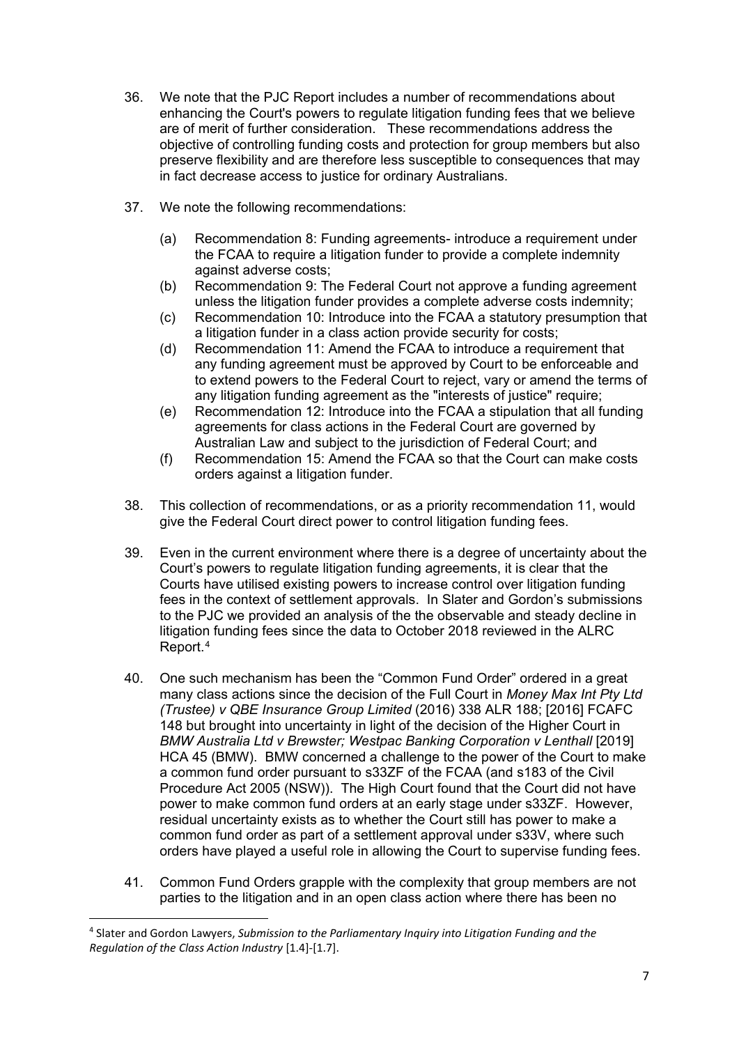36. We note that the PJC Report includes a number of recommendations about enhancing the Court's powers to regulate litigation funding fees that we believe are of merit of further consideration. These recommendations address the objective of controlling funding costs and protection for group members but also preserve flexibility and are therefore less susceptible to consequences that may in fact decrease access to justice for ordinary Australians.

37. We note the following recommendations:

    (a) Recommendation 8: Funding agreements- introduce a requirement under the FCAA to require a litigation funder to provide a complete indemnity against adverse costs;
    
    (b) Recommendation 9: The Federal Court not approve a funding agreement unless the litigation funder provides a complete adverse costs indemnity;
    
    (c) Recommendation 10: Introduce into the FCAA a statutory presumption that a litigation funder in a class action provide security for costs;
    
    (d) Recommendation 11: Amend the FCAA to introduce a requirement that any funding agreement must be approved by Court to be enforceable and to extend powers to the Federal Court to reject, vary or amend the terms of any litigation funding agreement as the "interests of justice" require;
    
    (e) Recommendation 12: Introduce into the FCAA a stipulation that all funding agreements for class actions in the Federal Court are governed by Australian Law and subject to the jurisdiction of Federal Court; and
    
    (f) Recommendation 15: Amend the FCAA so that the Court can make costs orders against a litigation funder.

38. This collection of recommendations, or as a priority recommendation 11, would give the Federal Court direct power to control litigation funding fees.

39. Even in the current environment where there is a degree of uncertainty about the Court's powers to regulate litigation funding agreements, it is clear that the Courts have utilised existing powers to increase control over litigation funding fees in the context of settlement approvals. In Slater and Gordon's submissions to the PJC we provided an analysis of the the observable and steady decline in litigation funding fees since the data to October 2018 reviewed in the ALRC Report.[4]

40. One such mechanism has been the "Common Fund Order" ordered in a great many class actions since the decision of the Full Court in *Money Max Int Pty Ltd (Trustee) v QBE Insurance Group Limited* (2016) 338 ALR 188; [2016] FCAFC 148 but brought into uncertainty in light of the decision of the Higher Court in *BMW Australia Ltd v Brewster; Westpac Banking Corporation v Lenthall* [2019] HCA 45 (BMW). BMW concerned a challenge to the power of the Court to make a common fund order pursuant to s33ZF of the FCAA (and s183 of the Civil Procedure Act 2005 (NSW)). The High Court found that the Court did not have power to make common fund orders at an early stage under s33ZF. However, residual uncertainty exists as to whether the Court still has power to make a common fund order as part of a settlement approval under s33V, where such orders have played a useful role in allowing the Court to supervise funding fees.

41. Common Fund Orders grapple with the complexity that group members are not parties to the litigation and in an open class action where there has been no

---

[4] Slater and Gordon Lawyers, *Submission to the Parliamentary Inquiry into Litigation Funding and the Regulation of the Class Action Industry* [1.4]-[1.7].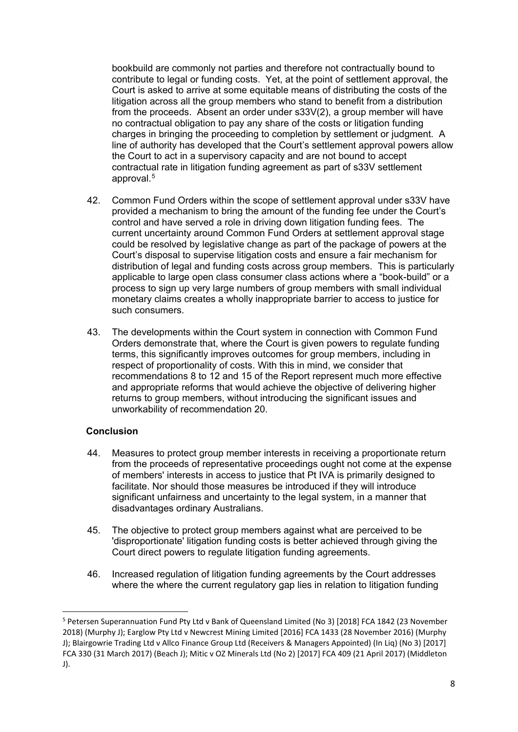bookbuild are commonly not parties and therefore not contractually bound to contribute to legal or funding costs. Yet, at the point of settlement approval, the Court is asked to arrive at some equitable means of distributing the costs of the litigation across all the group members who stand to benefit from a distribution from the proceeds. Absent an order under s33V(2), a group member will have no contractual obligation to pay any share of the costs or litigation funding charges in bringing the proceeding to completion by settlement or judgment. A line of authority has developed that the Court's settlement approval powers allow the Court to act in a supervisory capacity and are not bound to accept contractual rate in litigation funding agreement as part of s33V settlement approval.[5]

42. Common Fund Orders within the scope of settlement approval under s33V have provided a mechanism to bring the amount of the funding fee under the Court's control and have served a role in driving down litigation funding fees. The current uncertainty around Common Fund Orders at settlement approval stage could be resolved by legislative change as part of the package of powers at the Court's disposal to supervise litigation costs and ensure a fair mechanism for distribution of legal and funding costs across group members. This is particularly applicable to large open class consumer class actions where a "book-build" or a process to sign up very large numbers of group members with small individual monetary claims creates a wholly inappropriate barrier to access to justice for such consumers.

43. The developments within the Court system in connection with Common Fund Orders demonstrate that, where the Court is given powers to regulate funding terms, this significantly improves outcomes for group members, including in respect of proportionality of costs. With this in mind, we consider that recommendations 8 to 12 and 15 of the Report represent much more effective and appropriate reforms that would achieve the objective of delivering higher returns to group members, without introducing the significant issues and unworkability of recommendation 20.

**Conclusion**

44. Measures to protect group member interests in receiving a proportionate return from the proceeds of representative proceedings ought not come at the expense of members' interests in access to justice that Pt IVA is primarily designed to facilitate. Nor should those measures be introduced if they will introduce significant unfairness and uncertainty to the legal system, in a manner that disadvantages ordinary Australians.

45. The objective to protect group members against what are perceived to be 'disproportionate' litigation funding costs is better achieved through giving the Court direct powers to regulate litigation funding agreements.

46. Increased regulation of litigation funding agreements by the Court addresses where the where the current regulatory gap lies in relation to litigation funding

---

[5] Petersen Superannuation Fund Pty Ltd v Bank of Queensland Limited (No 3) [2018] FCA 1842 (23 November 2018) (Murphy J); Earglow Pty Ltd v Newcrest Mining Limited [2016] FCA 1433 (28 November 2016) (Murphy J); Blairgowrie Trading Ltd v Allco Finance Group Ltd (Receivers & Managers Appointed) (In Liq) (No 3) [2017] FCA 330 (31 March 2017) (Beach J); Mitic v OZ Minerals Ltd (No 2) [2017] FCA 409 (21 April 2017) (Middleton J).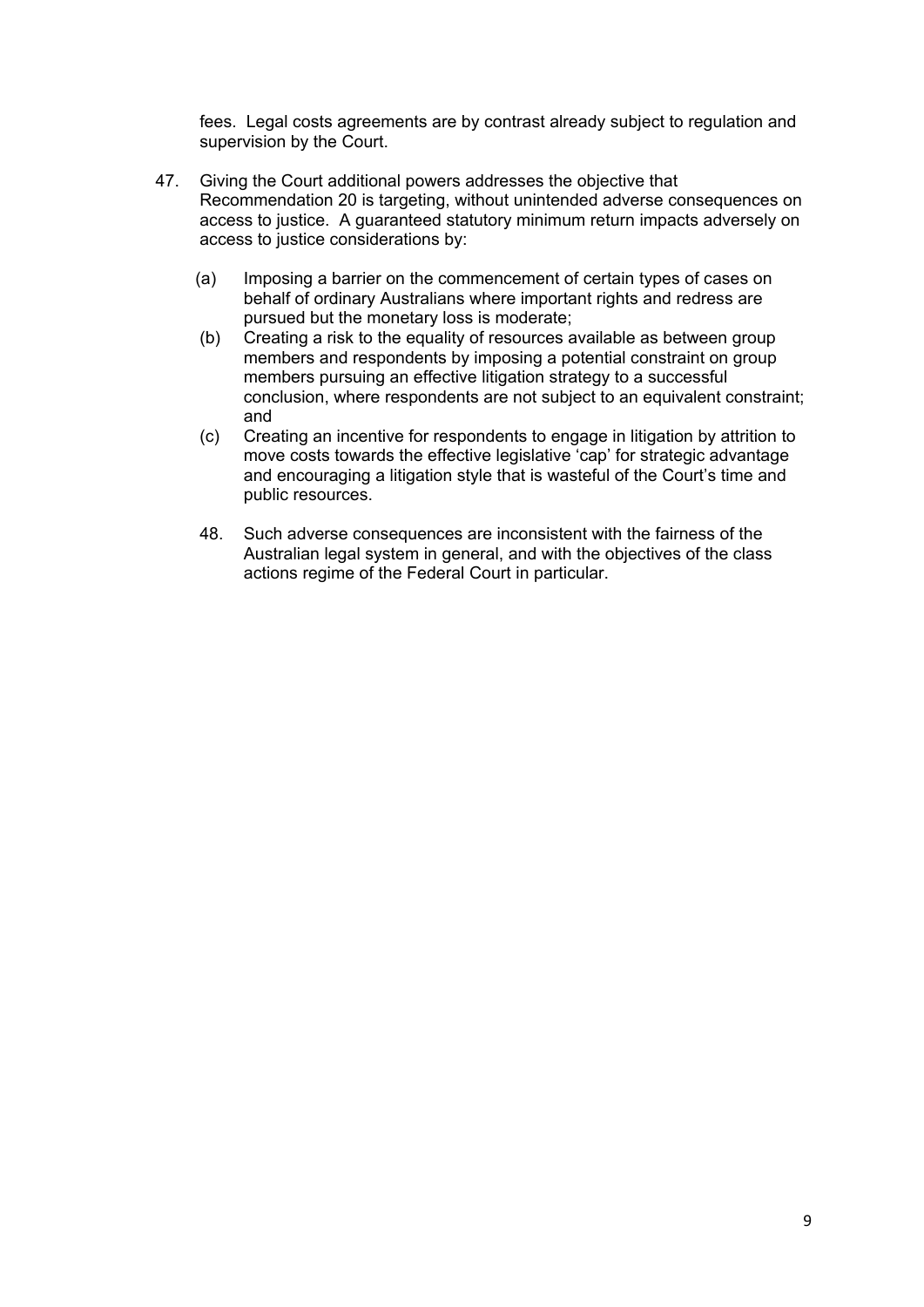fees. Legal costs agreements are by contrast already subject to regulation and supervision by the Court.

47. Giving the Court additional powers addresses the objective that Recommendation 20 is targeting, without unintended adverse consequences on access to justice. A guaranteed statutory minimum return impacts adversely on access to justice considerations by:

    (a) Imposing a barrier on the commencement of certain types of cases on behalf of ordinary Australians where important rights and redress are pursued but the monetary loss is moderate;

    (b) Creating a risk to the equality of resources available as between group members and respondents by imposing a potential constraint on group members pursuing an effective litigation strategy to a successful conclusion, where respondents are not subject to an equivalent constraint; and

    (c) Creating an incentive for respondents to engage in litigation by attrition to move costs towards the effective legislative 'cap' for strategic advantage and encouraging a litigation style that is wasteful of the Court's time and public resources.

48. Such adverse consequences are inconsistent with the fairness of the Australian legal system in general, and with the objectives of the class actions regime of the Federal Court in particular.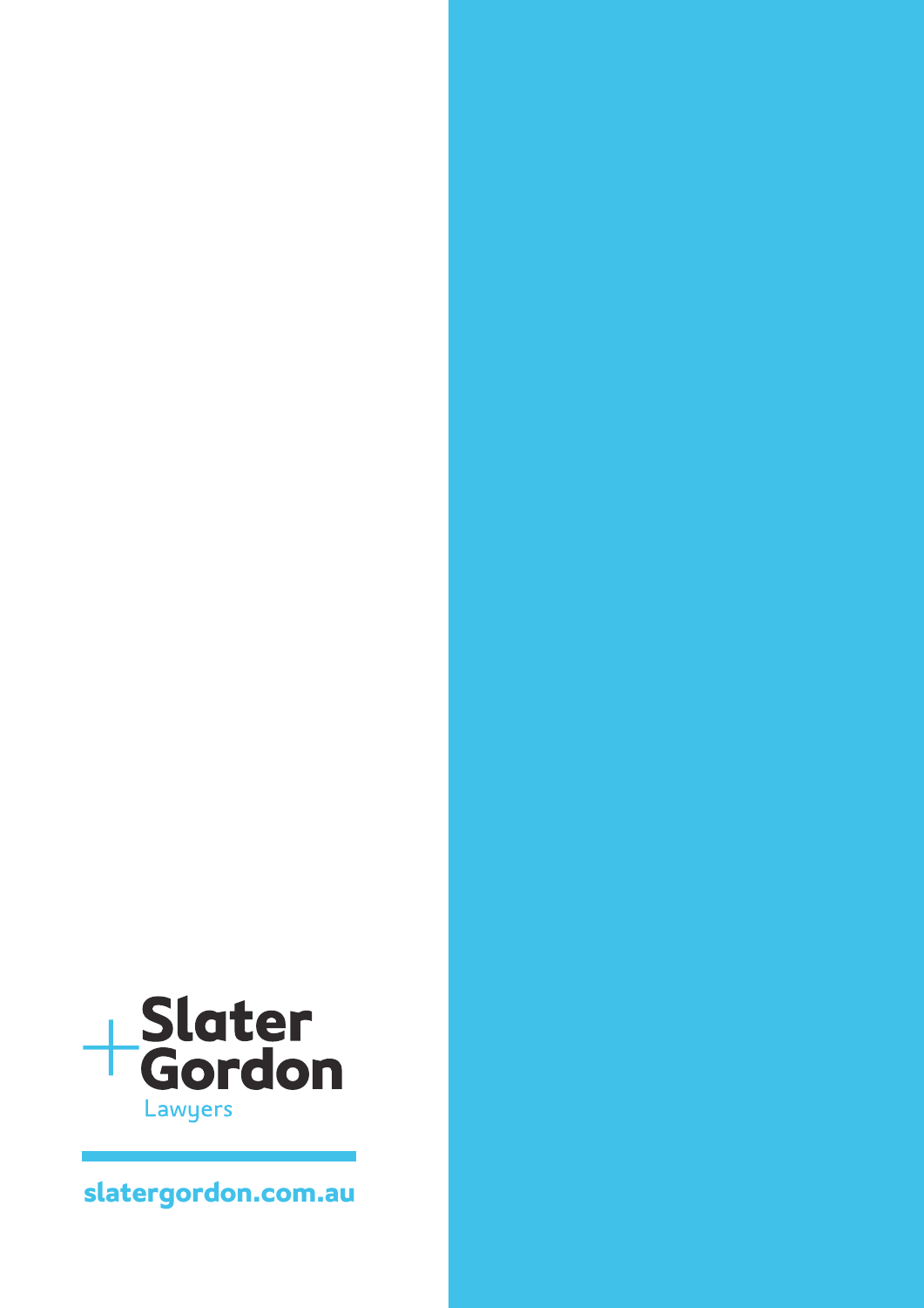Slater Gordon

Lawyers

slatergordon.com.au